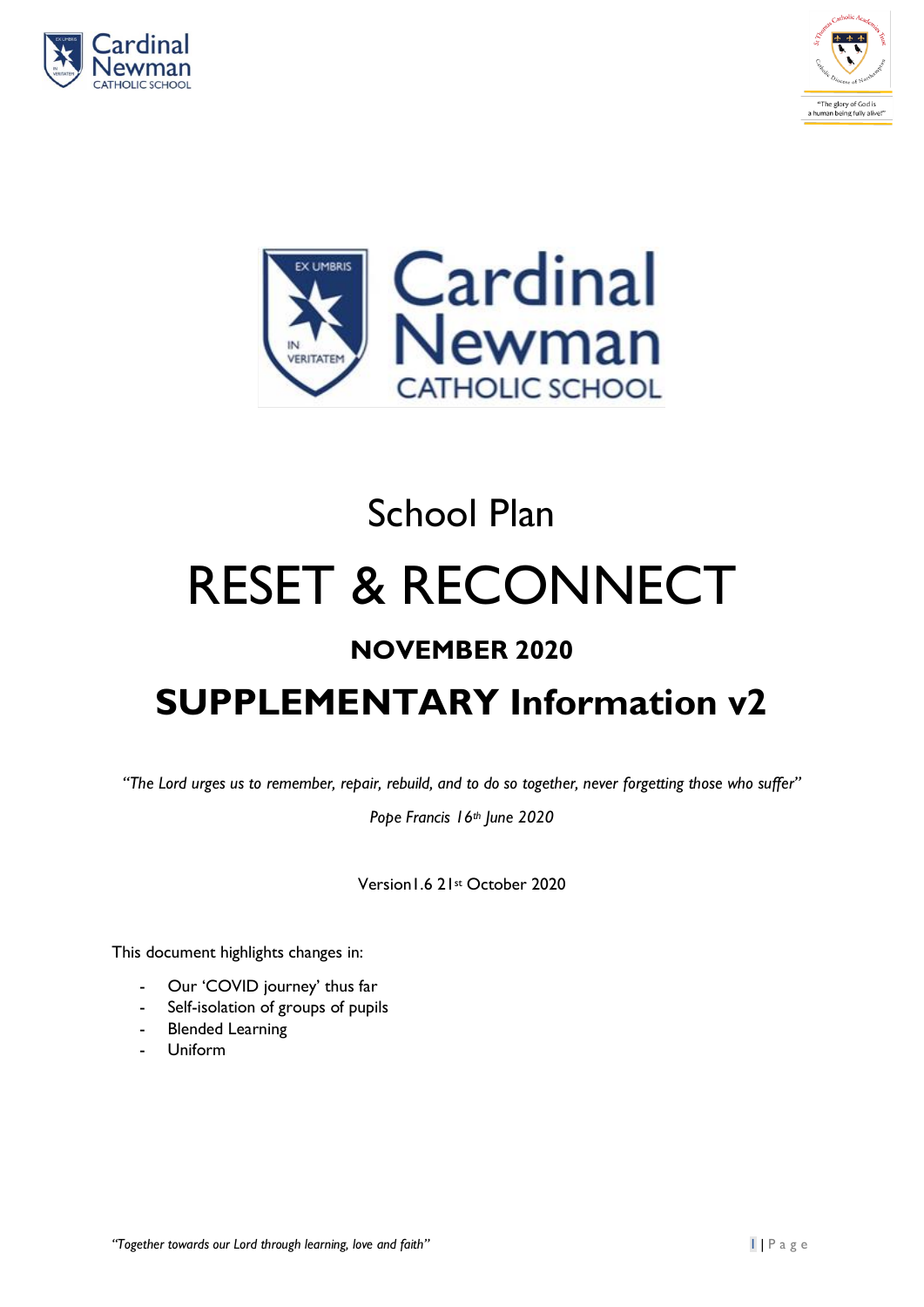# School Plan

# RESET & RECONNECT

## NOVEMBER 2020

## SUPPLEMENTARY Information v2

*"The Lord urges us to remember, repair, rebuild, and to do so together, never forgetting those who suffer"*

*Pope Francis 16th June 2020*

Version1.6 21st October 2020

This document highlights changes in:

- Our 'COVID journey' thus far
- Self-isolation of groups of pupils
- Blended Learning
- Uniform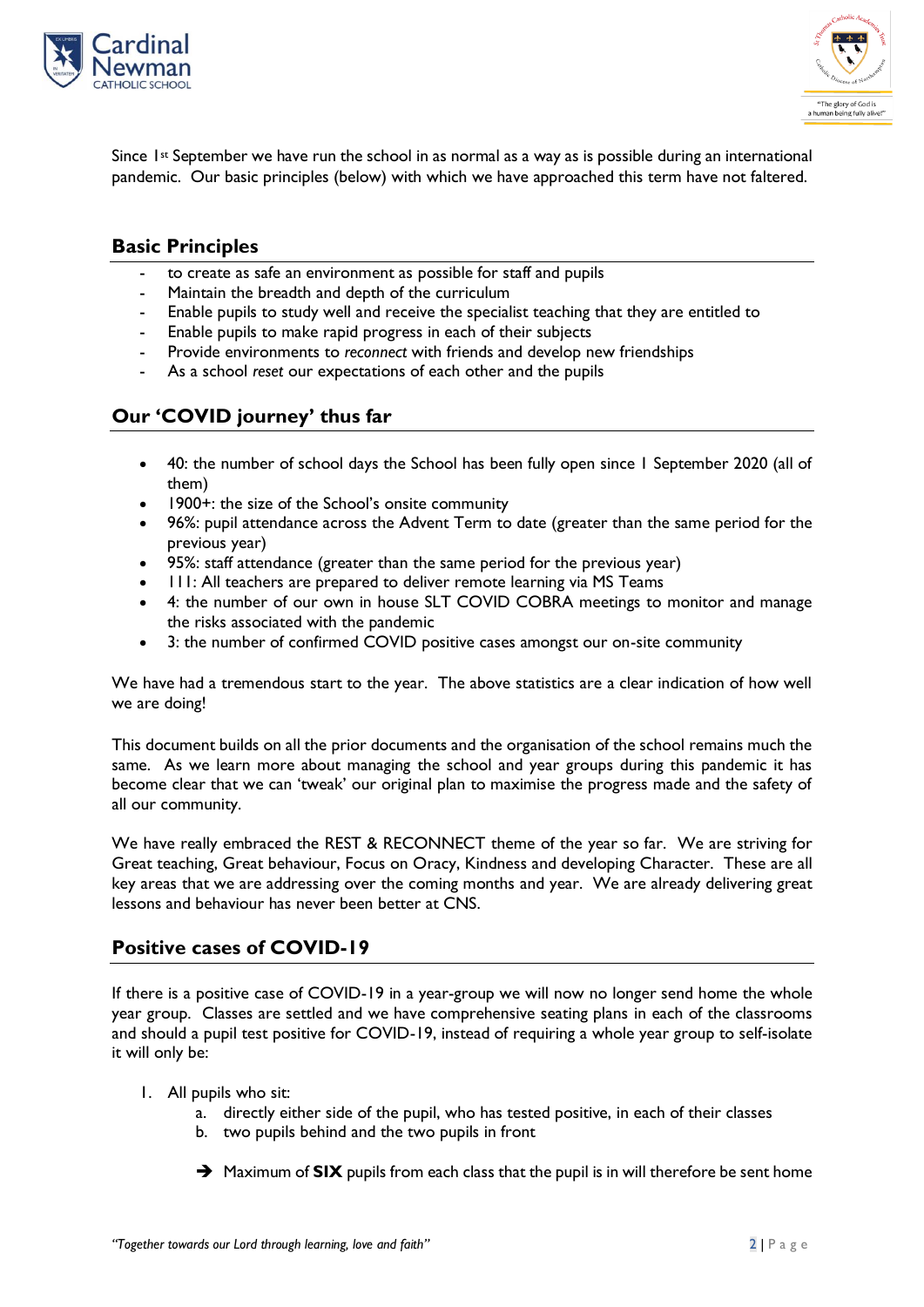Since 1st September we have run the school in as normal as a way as is possible during an international pandemic. Our basic principles (below) with which we have approached this term have not faltered.

## Basic Principles

- to create as safe an environment as possible for staff and pupils
- Maintain the breadth and depth of the curriculum
- Enable pupils to study well and receive the specialist teaching that they are entitled to
- Enable pupils to make rapid progress in each of their subjects
- Provide environments to *reconnect* with friends and develop new friendships
- As a school *reset* our expectations of each other and the pupils

## Our 'COVID journey' thus far

- 40: the number of school days the School has been fully open since 1 September 2020 (all of them)
- 1900+: the size of the School's onsite community
- 96%: pupil attendance across the Advent Term to date (greater than the same period for the previous year)
- 95%: staff attendance (greater than the same period for the previous year)
- 111: All teachers are prepared to deliver remote learning via MS Teams
- 4: the number of our own in house SLT COVID COBRA meetings to monitor and manage the risks associated with the pandemic
- 3: the number of confirmed COVID positive cases amongst our on-site community

We have had a tremendous start to the year. The above statistics are a clear indication of how well we are doing!

This document builds on all the prior documents and the organisation of the school remains much the same. As we learn more about managing the school and year groups during this pandemic it has become clear that we can 'tweak' our original plan to maximise the progress made and the safety of all our community.

We have really embraced the REST & RECONNECT theme of the year so far. We are striving for Great teaching, Great behaviour, Focus on Oracy, Kindness and developing Character. These are all key areas that we are addressing over the coming months and year. We are already delivering great lessons and behaviour has never been better at CNS.

## Positive cases of COVID-19

If there is a positive case of COVID-19 in a year-group we will now no longer send home the whole year group. Classes are settled and we have comprehensive seating plans in each of the classrooms and should a pupil test positive for COVID-19, instead of requiring a whole year group to self-isolate it will only be:

1. All pupils who sit:
   a. directly either side of the pupil, who has tested positive, in each of their classes
   b. two pupils behind and the two pupils in front

   ➔ Maximum of **SIX** pupils from each class that the pupil is in will therefore be sent home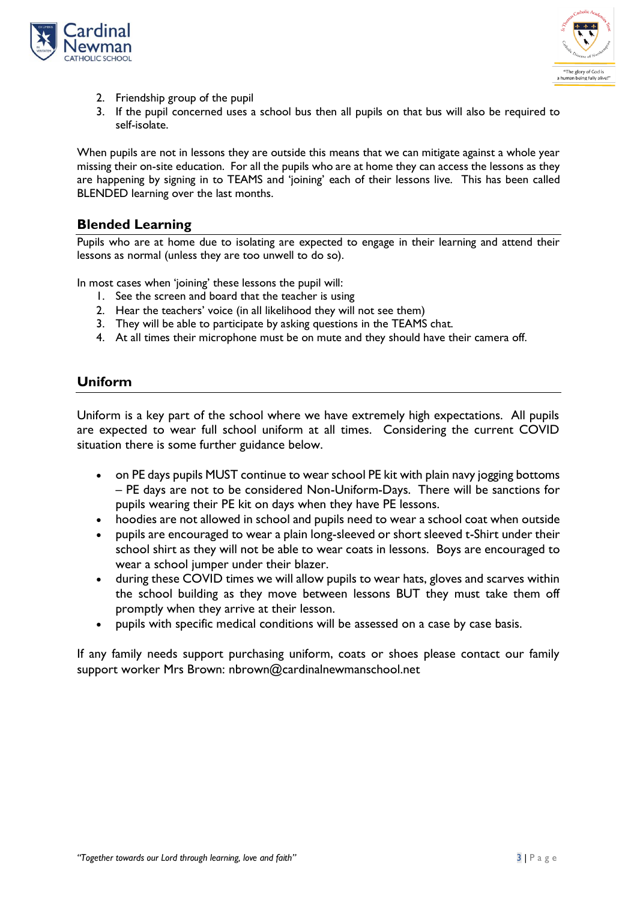2. Friendship group of the pupil
3. If the pupil concerned uses a school bus then all pupils on that bus will also be required to self-isolate.

When pupils are not in lessons they are outside this means that we can mitigate against a whole year missing their on-site education. For all the pupils who are at home they can access the lessons as they are happening by signing in to TEAMS and 'joining' each of their lessons live. This has been called BLENDED learning over the last months.

## Blended Learning

Pupils who are at home due to isolating are expected to engage in their learning and attend their lessons as normal (unless they are too unwell to do so).

In most cases when 'joining' these lessons the pupil will:

1. See the screen and board that the teacher is using
2. Hear the teachers' voice (in all likelihood they will not see them)
3. They will be able to participate by asking questions in the TEAMS chat.
4. At all times their microphone must be on mute and they should have their camera off.

## Uniform

Uniform is a key part of the school where we have extremely high expectations. All pupils are expected to wear full school uniform at all times. Considering the current COVID situation there is some further guidance below.

- on PE days pupils MUST continue to wear school PE kit with plain navy jogging bottoms – PE days are not to be considered Non-Uniform-Days. There will be sanctions for pupils wearing their PE kit on days when they have PE lessons.
- hoodies are not allowed in school and pupils need to wear a school coat when outside
- pupils are encouraged to wear a plain long-sleeved or short sleeved t-Shirt under their school shirt as they will not be able to wear coats in lessons. Boys are encouraged to wear a school jumper under their blazer.
- during these COVID times we will allow pupils to wear hats, gloves and scarves within the school building as they move between lessons BUT they must take them off promptly when they arrive at their lesson.
- pupils with specific medical conditions will be assessed on a case by case basis.

If any family needs support purchasing uniform, coats or shoes please contact our family support worker Mrs Brown: nbrown@cardinalnewmanschool.net